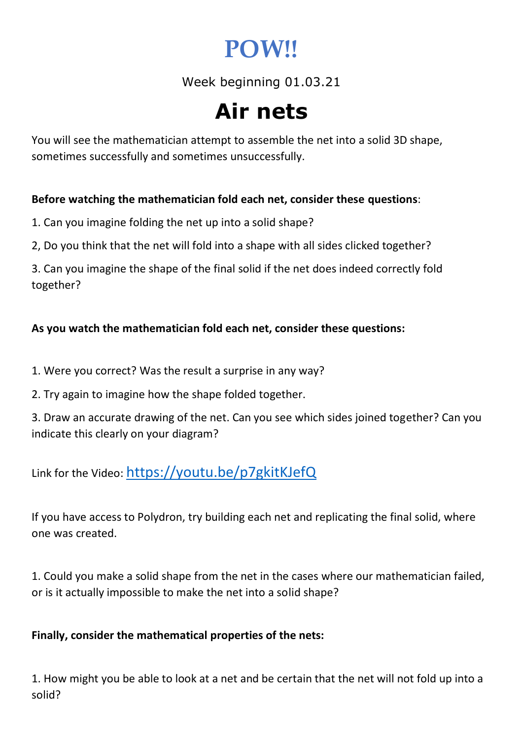# POW!!

Week beginning 01.03.21

# Air nets

You will see the mathematician attempt to assemble the net into a solid 3D shape, sometimes successfully and sometimes unsuccessfully.

**Before watching the mathematician fold each net, consider these questions**:

1. Can you imagine folding the net up into a solid shape?

2, Do you think that the net will fold into a shape with all sides clicked together?

3. Can you imagine the shape of the final solid if the net does indeed correctly fold together?

**As you watch the mathematician fold each net, consider these questions:**

1. Were you correct? Was the result a surprise in any way?

2. Try again to imagine how the shape folded together.

3. Draw an accurate drawing of the net. Can you see which sides joined together? Can you indicate this clearly on your diagram?

Link for the Video: [https://youtu.be/p7gkitKJefQ](https://youtu.be/p7gkitKJefQ)

If you have access to Polydron, try building each net and replicating the final solid, where one was created.

1. Could you make a solid shape from the net in the cases where our mathematician failed, or is it actually impossible to make the net into a solid shape?

**Finally, consider the mathematical properties of the nets:**

1. How might you be able to look at a net and be certain that the net will not fold up into a solid?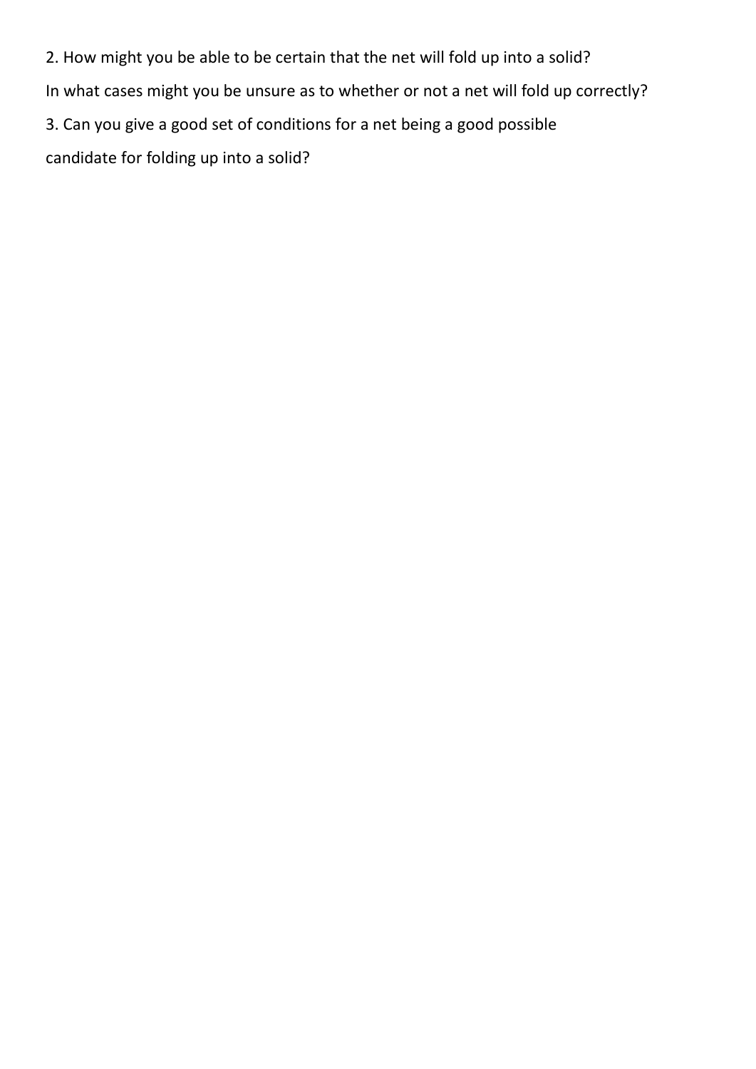2. How might you be able to be certain that the net will fold up into a solid?

In what cases might you be unsure as to whether or not a net will fold up correctly?

3. Can you give a good set of conditions for a net being a good possible candidate for folding up into a solid?